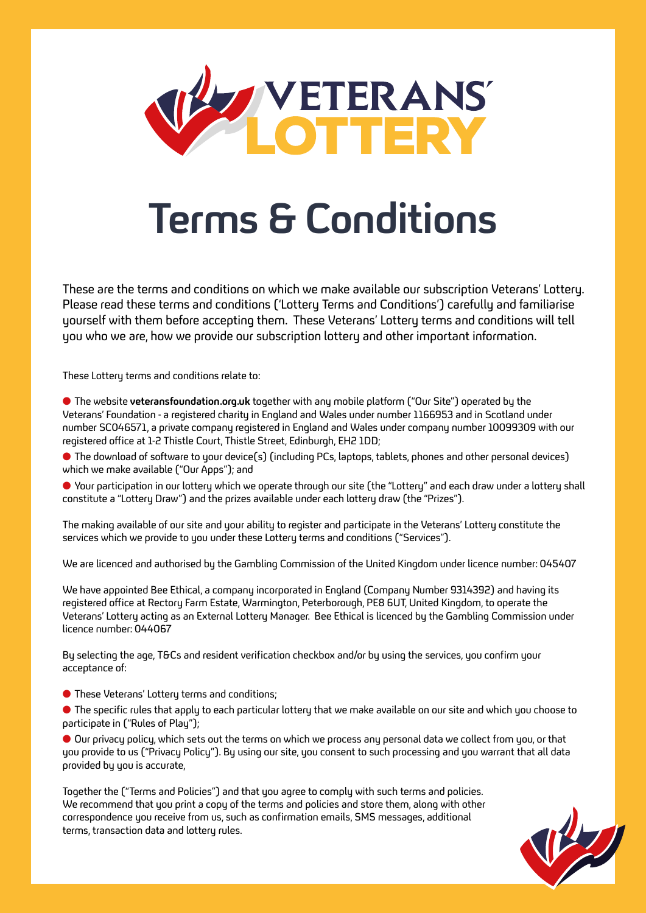# VETERANS' LOTTERY

# Terms & Conditions

These are the terms and conditions on which we make available our subscription Veterans' Lottery. Please read these terms and conditions ('Lottery Terms and Conditions') carefully and familiarise yourself with them before accepting them. These Veterans' Lottery terms and conditions will tell you who we are, how we provide our subscription lottery and other important information.

These Lottery terms and conditions relate to:

- The website **veteransfoundation.org.uk** together with any mobile platform ("Our Site") operated by the Veterans' Foundation - a registered charity in England and Wales under number 1166953 and in Scotland under number SC046571, a private company registered in England and Wales under company number 10099309 with our registered office at 1-2 Thistle Court, Thistle Street, Edinburgh, EH2 1DD;
- The download of software to your device(s) (including PCs, laptops, tablets, phones and other personal devices) which we make available ("Our Apps"); and
- Your participation in our lottery which we operate through our site (the "Lottery" and each draw under a lottery shall constitute a "Lottery Draw") and the prizes available under each lottery draw (the "Prizes").

The making available of our site and your ability to register and participate in the Veterans' Lottery constitute the services which we provide to you under these Lottery terms and conditions ("Services").

We are licenced and authorised by the Gambling Commission of the United Kingdom under licence number: 045407

We have appointed Bee Ethical, a company incorporated in England (Company Number 9314392) and having its registered office at Rectory Farm Estate, Warmington, Peterborough, PE8 6UT, United Kingdom, to operate the Veterans' Lottery acting as an External Lottery Manager. Bee Ethical is licenced by the Gambling Commission under licence number: 044067

By selecting the age, T&Cs and resident verification checkbox and/or by using the services, you confirm your acceptance of:

- These Veterans' Lottery terms and conditions;
- The specific rules that apply to each particular lottery that we make available on our site and which you choose to participate in ("Rules of Play");
- Our privacy policy, which sets out the terms on which we process any personal data we collect from you, or that you provide to us ("Privacy Policy"). By using our site, you consent to such processing and you warrant that all data provided by you is accurate,

Together the ("Terms and Policies") and that you agree to comply with such terms and policies. We recommend that you print a copy of the terms and policies and store them, along with other correspondence you receive from us, such as confirmation emails, SMS messages, additional terms, transaction data and lottery rules.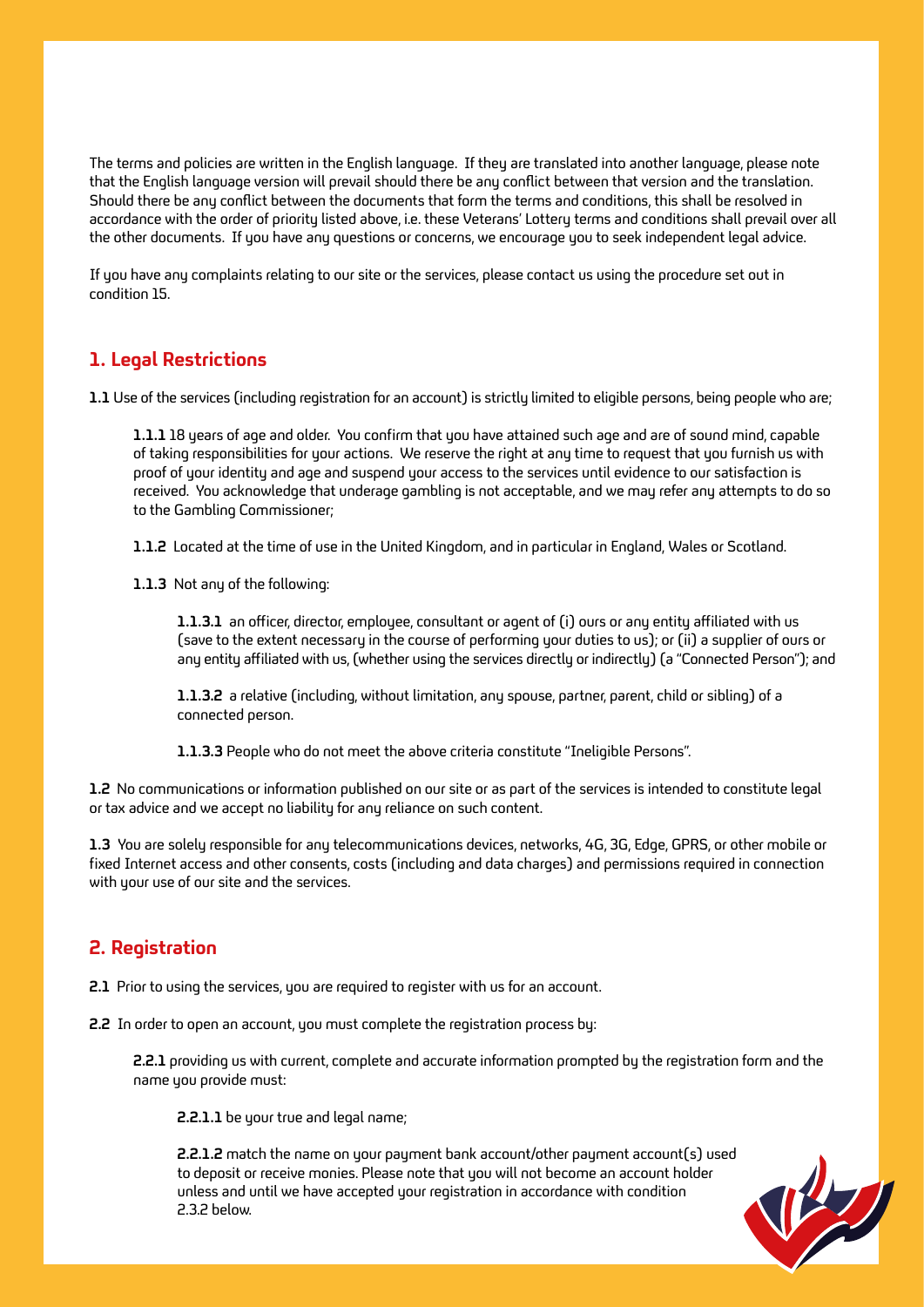The terms and policies are written in the English language. If they are translated into another language, please note that the English language version will prevail should there be any conflict between that version and the translation. Should there be any conflict between the documents that form the terms and conditions, this shall be resolved in accordance with the order of priority listed above, i.e. these Veterans' Lottery terms and conditions shall prevail over all the other documents. If you have any questions or concerns, we encourage you to seek independent legal advice.

If you have any complaints relating to our site or the services, please contact us using the procedure set out in condition 15.

## 1. Legal Restrictions

**1.1** Use of the services (including registration for an account) is strictly limited to eligible persons, being people who are;

**1.1.1** 18 years of age and older. You confirm that you have attained such age and are of sound mind, capable of taking responsibilities for your actions. We reserve the right at any time to request that you furnish us with proof of your identity and age and suspend your access to the services until evidence to our satisfaction is received. You acknowledge that underage gambling is not acceptable, and we may refer any attempts to do so to the Gambling Commissioner;

**1.1.2** Located at the time of use in the United Kingdom, and in particular in England, Wales or Scotland.

**1.1.3** Not any of the following:

**1.1.3.1** an officer, director, employee, consultant or agent of (i) ours or any entity affiliated with us (save to the extent necessary in the course of performing your duties to us); or (ii) a supplier of ours or any entity affiliated with us, (whether using the services directly or indirectly) (a "Connected Person"); and

**1.1.3.2** a relative (including, without limitation, any spouse, partner, parent, child or sibling) of a connected person.

**1.1.3.3** People who do not meet the above criteria constitute "Ineligible Persons".

**1.2** No communications or information published on our site or as part of the services is intended to constitute legal or tax advice and we accept no liability for any reliance on such content.

**1.3** You are solely responsible for any telecommunications devices, networks, 4G, 3G, Edge, GPRS, or other mobile or fixed Internet access and other consents, costs (including and data charges) and permissions required in connection with your use of our site and the services.

## 2. Registration

**2.1** Prior to using the services, you are required to register with us for an account.

**2.2** In order to open an account, you must complete the registration process by:

**2.2.1** providing us with current, complete and accurate information prompted by the registration form and the name you provide must:

**2.2.1.1** be your true and legal name;

**2.2.1.2** match the name on your payment bank account/other payment account(s) used to deposit or receive monies. Please note that you will not become an account holder unless and until we have accepted your registration in accordance with condition 2.3.2 below.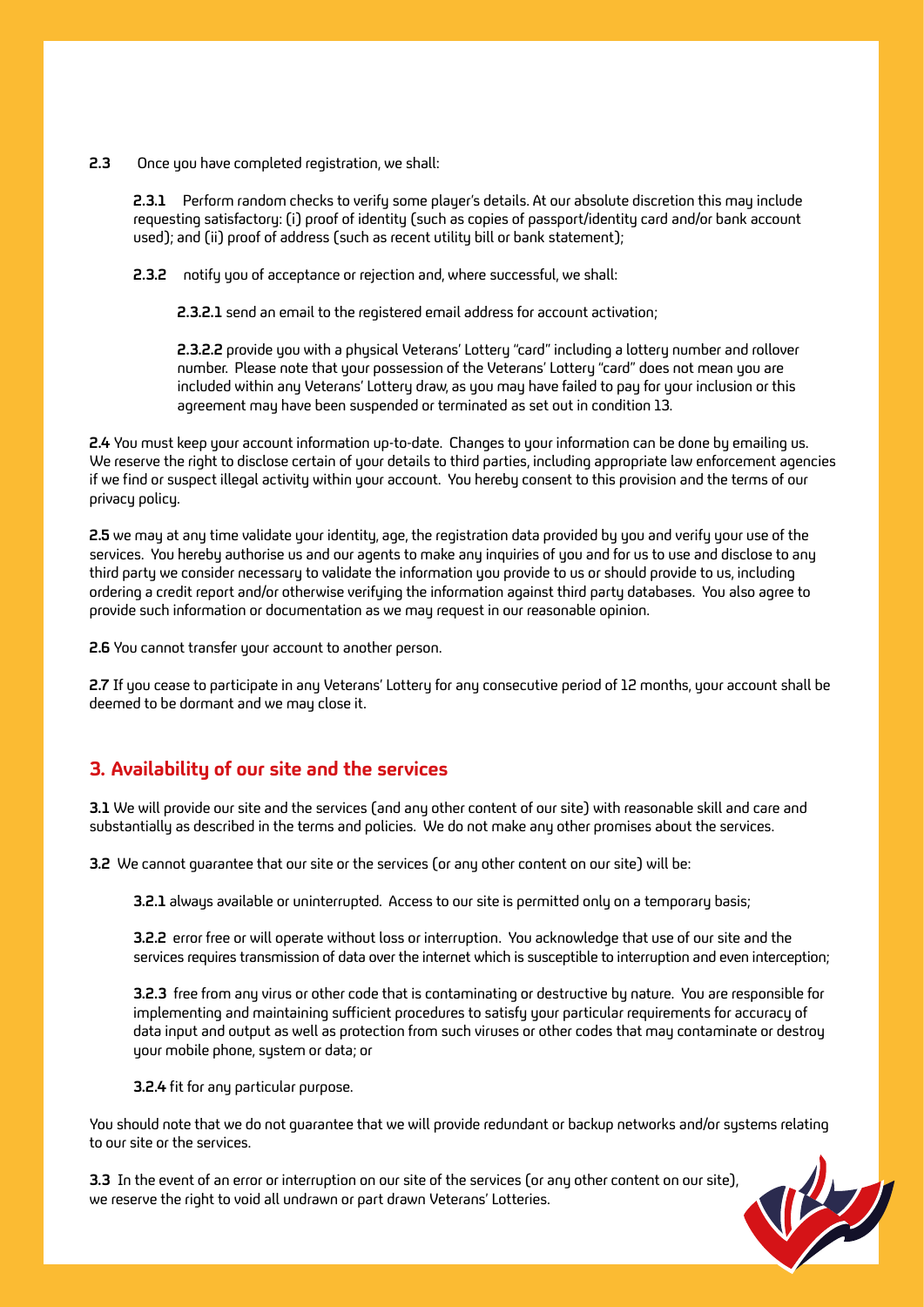**2.3** Once you have completed registration, we shall:

**2.3.1** Perform random checks to verify some player's details. At our absolute discretion this may include requesting satisfactory: (i) proof of identity (such as copies of passport/identity card and/or bank account used); and (ii) proof of address (such as recent utility bill or bank statement);

**2.3.2** notify you of acceptance or rejection and, where successful, we shall:

**2.3.2.1** send an email to the registered email address for account activation;

**2.3.2.2** provide you with a physical Veterans' Lottery "card" including a lottery number and rollover number. Please note that your possession of the Veterans' Lottery "card" does not mean you are included within any Veterans' Lottery draw, as you may have failed to pay for your inclusion or this agreement may have been suspended or terminated as set out in condition 13.

**2.4** You must keep your account information up-to-date. Changes to your information can be done by emailing us. We reserve the right to disclose certain of your details to third parties, including appropriate law enforcement agencies if we find or suspect illegal activity within your account. You hereby consent to this provision and the terms of our privacy policy.

**2.5** we may at any time validate your identity, age, the registration data provided by you and verify your use of the services. You hereby authorise us and our agents to make any inquiries of you and for us to use and disclose to any third party we consider necessary to validate the information you provide to us or should provide to us, including ordering a credit report and/or otherwise verifying the information against third party databases. You also agree to provide such information or documentation as we may request in our reasonable opinion.

**2.6** You cannot transfer your account to another person.

**2.7** If you cease to participate in any Veterans' Lottery for any consecutive period of 12 months, your account shall be deemed to be dormant and we may close it.

## 3. Availability of our site and the services

**3.1** We will provide our site and the services (and any other content of our site) with reasonable skill and care and substantially as described in the terms and policies. We do not make any other promises about the services.

**3.2** We cannot guarantee that our site or the services (or any other content on our site) will be:

**3.2.1** always available or uninterrupted. Access to our site is permitted only on a temporary basis;

**3.2.2** error free or will operate without loss or interruption. You acknowledge that use of our site and the services requires transmission of data over the internet which is susceptible to interruption and even interception;

**3.2.3** free from any virus or other code that is contaminating or destructive by nature. You are responsible for implementing and maintaining sufficient procedures to satisfy your particular requirements for accuracy of data input and output as well as protection from such viruses or other codes that may contaminate or destroy your mobile phone, system or data; or

**3.2.4** fit for any particular purpose.

You should note that we do not guarantee that we will provide redundant or backup networks and/or systems relating to our site or the services.

**3.3** In the event of an error or interruption on our site of the services (or any other content on our site), we reserve the right to void all undrawn or part drawn Veterans' Lotteries.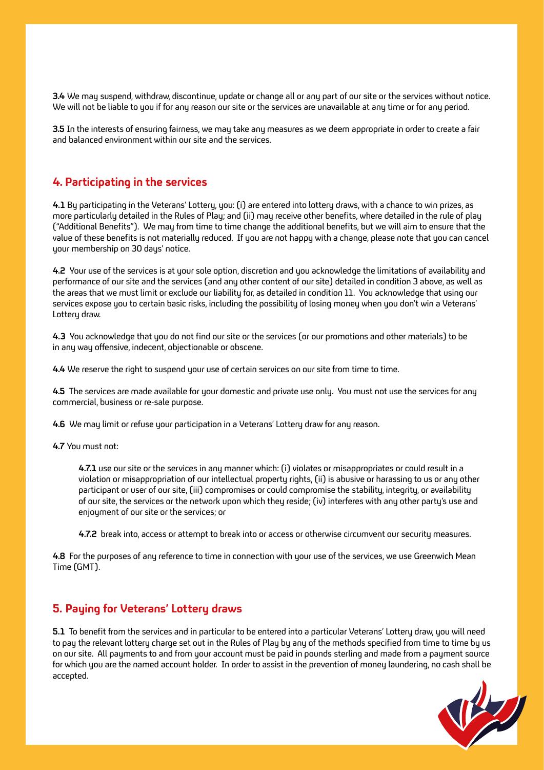**3.4** We may suspend, withdraw, discontinue, update or change all or any part of our site or the services without notice. We will not be liable to you if for any reason our site or the services are unavailable at any time or for any period.

**3.5** In the interests of ensuring fairness, we may take any measures as we deem appropriate in order to create a fair and balanced environment within our site and the services.

## 4. Participating in the services

**4.1** By participating in the Veterans' Lottery, you: (i) are entered into lottery draws, with a chance to win prizes, as more particularly detailed in the Rules of Play; and (ii) may receive other benefits, where detailed in the rule of play ("Additional Benefits"). We may from time to time change the additional benefits, but we will aim to ensure that the value of these benefits is not materially reduced. If you are not happy with a change, please note that you can cancel your membership on 30 days' notice.

**4.2** Your use of the services is at your sole option, discretion and you acknowledge the limitations of availability and performance of our site and the services (and any other content of our site) detailed in condition 3 above, as well as the areas that we must limit or exclude our liability for, as detailed in condition 11. You acknowledge that using our services expose you to certain basic risks, including the possibility of losing money when you don't win a Veterans' Lottery draw.

**4.3** You acknowledge that you do not find our site or the services (or our promotions and other materials) to be in any way offensive, indecent, objectionable or obscene.

**4.4** We reserve the right to suspend your use of certain services on our site from time to time.

**4.5** The services are made available for your domestic and private use only. You must not use the services for any commercial, business or re-sale purpose.

**4.6** We may limit or refuse your participation in a Veterans' Lottery draw for any reason.

**4.7** You must not:

> **4.7.1** use our site or the services in any manner which: (i) violates or misappropriates or could result in a violation or misappropriation of our intellectual property rights, (ii) is abusive or harassing to us or any other participant or user of our site, (iii) compromises or could compromise the stability, integrity, or availability of our site, the services or the network upon which they reside; (iv) interferes with any other party's use and enjoyment of our site or the services; or
>
> **4.7.2** break into, access or attempt to break into or access or otherwise circumvent our security measures.

**4.8** For the purposes of any reference to time in connection with your use of the services, we use Greenwich Mean Time (GMT).

## 5. Paying for Veterans' Lottery draws

**5.1** To benefit from the services and in particular to be entered into a particular Veterans' Lottery draw, you will need to pay the relevant lottery charge set out in the Rules of Play by any of the methods specified from time to time by us on our site. All payments to and from your account must be paid in pounds sterling and made from a payment source for which you are the named account holder. In order to assist in the prevention of money laundering, no cash shall be accepted.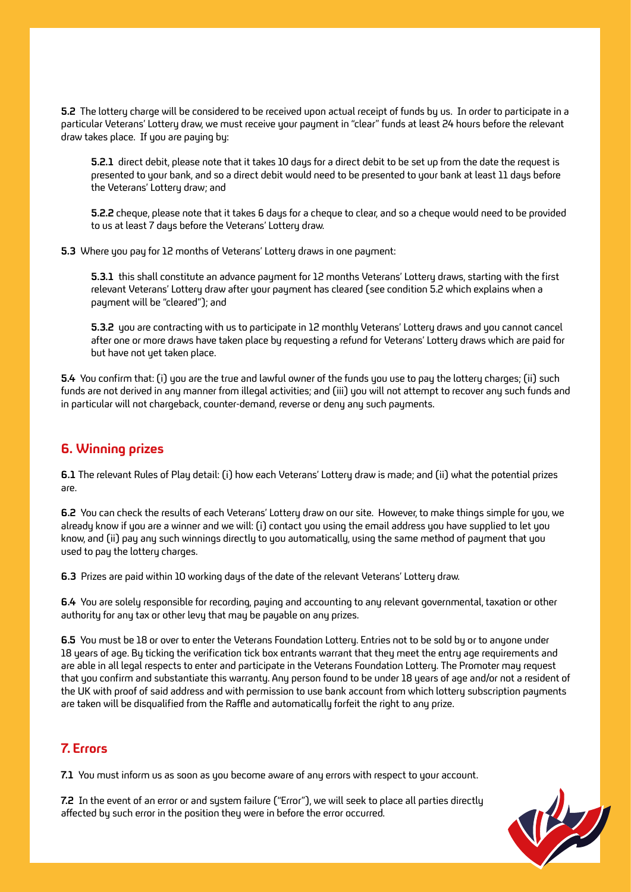**5.2** The lottery charge will be considered to be received upon actual receipt of funds by us. In order to participate in a particular Veterans' Lottery draw, we must receive your payment in "clear" funds at least 24 hours before the relevant draw takes place. If you are paying by:

**5.2.1** direct debit, please note that it takes 10 days for a direct debit to be set up from the date the request is presented to your bank, and so a direct debit would need to be presented to your bank at least 11 days before the Veterans' Lottery draw; and

**5.2.2** cheque, please note that it takes 6 days for a cheque to clear, and so a cheque would need to be provided to us at least 7 days before the Veterans' Lottery draw.

**5.3** Where you pay for 12 months of Veterans' Lottery draws in one payment:

**5.3.1** this shall constitute an advance payment for 12 months Veterans' Lottery draws, starting with the first relevant Veterans' Lottery draw after your payment has cleared (see condition 5.2 which explains when a payment will be "cleared"); and

**5.3.2** you are contracting with us to participate in 12 monthly Veterans' Lottery draws and you cannot cancel after one or more draws have taken place by requesting a refund for Veterans' Lottery draws which are paid for but have not yet taken place.

**5.4** You confirm that: (i) you are the true and lawful owner of the funds you use to pay the lottery charges; (ii) such funds are not derived in any manner from illegal activities; and (iii) you will not attempt to recover any such funds and in particular will not chargeback, counter-demand, reverse or deny any such payments.

## 6. Winning prizes

**6.1** The relevant Rules of Play detail: (i) how each Veterans' Lottery draw is made; and (ii) what the potential prizes are.

**6.2** You can check the results of each Veterans' Lottery draw on our site. However, to make things simple for you, we already know if you are a winner and we will: (i) contact you using the email address you have supplied to let you know, and (ii) pay any such winnings directly to you automatically, using the same method of payment that you used to pay the lottery charges.

**6.3** Prizes are paid within 10 working days of the date of the relevant Veterans' Lottery draw.

**6.4** You are solely responsible for recording, paying and accounting to any relevant governmental, taxation or other authority for any tax or other levy that may be payable on any prizes.

**6.5** You must be 18 or over to enter the Veterans Foundation Lottery. Entries not to be sold by or to anyone under 18 years of age. By ticking the verification tick box entrants warrant that they meet the entry age requirements and are able in all legal respects to enter and participate in the Veterans Foundation Lottery. The Promoter may request that you confirm and substantiate this warranty. Any person found to be under 18 years of age and/or not a resident of the UK with proof of said address and with permission to use bank account from which lottery subscription payments are taken will be disqualified from the Raffle and automatically forfeit the right to any prize.

## 7. Errors

**7.1** You must inform us as soon as you become aware of any errors with respect to your account.

**7.2** In the event of an error or and system failure ("Error"), we will seek to place all parties directly affected by such error in the position they were in before the error occurred.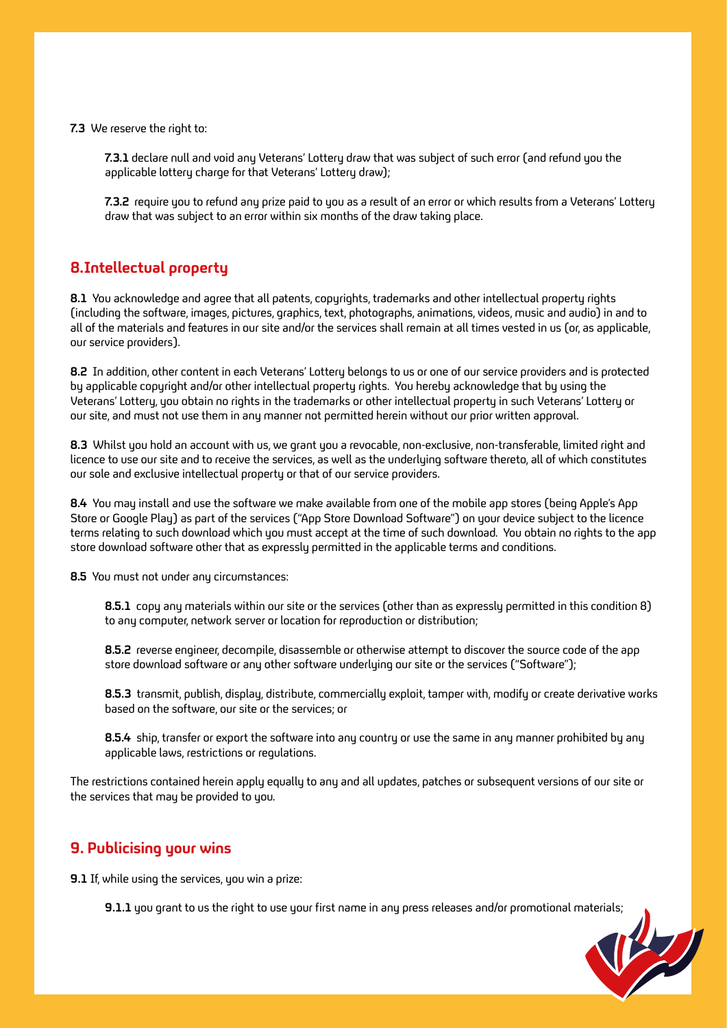**7.3** We reserve the right to:

**7.3.1** declare null and void any Veterans' Lottery draw that was subject of such error (and refund you the applicable lottery charge for that Veterans' Lottery draw);

**7.3.2** require you to refund any prize paid to you as a result of an error or which results from a Veterans' Lottery draw that was subject to an error within six months of the draw taking place.

## 8.Intellectual property

**8.1** You acknowledge and agree that all patents, copyrights, trademarks and other intellectual property rights (including the software, images, pictures, graphics, text, photographs, animations, videos, music and audio) in and to all of the materials and features in our site and/or the services shall remain at all times vested in us (or, as applicable, our service providers).

**8.2** In addition, other content in each Veterans' Lottery belongs to us or one of our service providers and is protected by applicable copyright and/or other intellectual property rights. You hereby acknowledge that by using the Veterans' Lottery, you obtain no rights in the trademarks or other intellectual property in such Veterans' Lottery or our site, and must not use them in any manner not permitted herein without our prior written approval.

**8.3** Whilst you hold an account with us, we grant you a revocable, non-exclusive, non-transferable, limited right and licence to use our site and to receive the services, as well as the underlying software thereto, all of which constitutes our sole and exclusive intellectual property or that of our service providers.

**8.4** You may install and use the software we make available from one of the mobile app stores (being Apple's App Store or Google Play) as part of the services ("App Store Download Software") on your device subject to the licence terms relating to such download which you must accept at the time of such download. You obtain no rights to the app store download software other that as expressly permitted in the applicable terms and conditions.

**8.5** You must not under any circumstances:

**8.5.1** copy any materials within our site or the services (other than as expressly permitted in this condition 8) to any computer, network server or location for reproduction or distribution;

**8.5.2** reverse engineer, decompile, disassemble or otherwise attempt to discover the source code of the app store download software or any other software underlying our site or the services ("Software");

**8.5.3** transmit, publish, display, distribute, commercially exploit, tamper with, modify or create derivative works based on the software, our site or the services; or

**8.5.4** ship, transfer or export the software into any country or use the same in any manner prohibited by any applicable laws, restrictions or regulations.

The restrictions contained herein apply equally to any and all updates, patches or subsequent versions of our site or the services that may be provided to you.

## 9. Publicising your wins

**9.1** If, while using the services, you win a prize:

**9.1.1** you grant to us the right to use your first name in any press releases and/or promotional materials;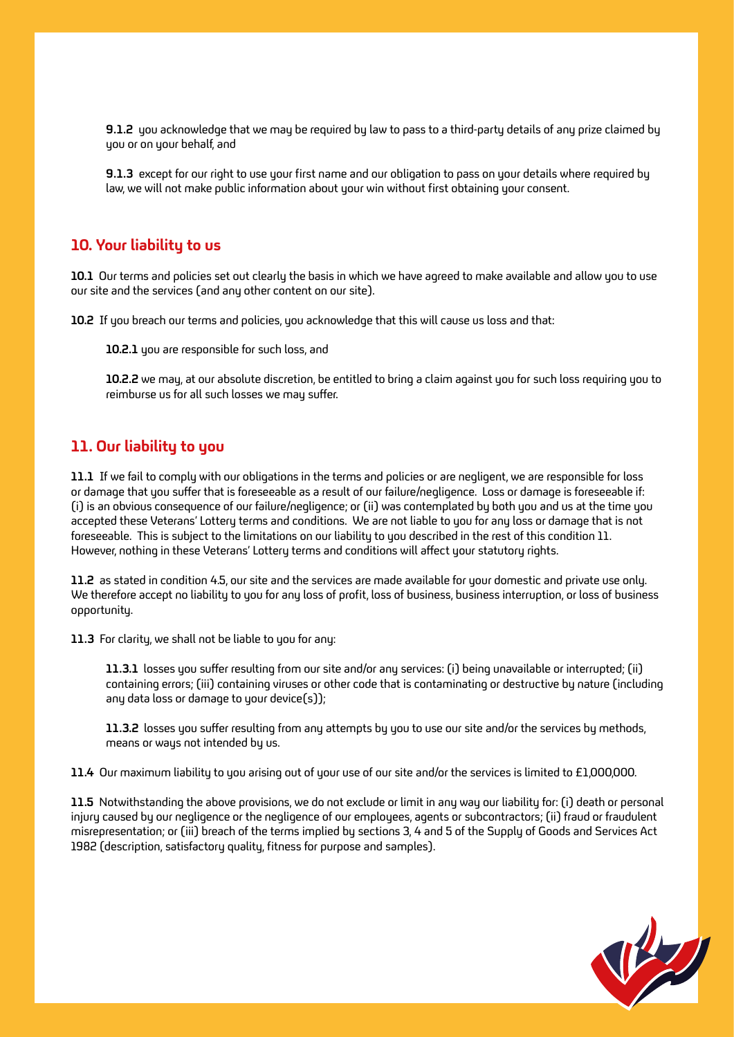**9.1.2** you acknowledge that we may be required by law to pass to a third-party details of any prize claimed by you or on your behalf, and

**9.1.3** except for our right to use your first name and our obligation to pass on your details where required by law, we will not make public information about your win without first obtaining your consent.

## 10. Your liability to us

**10.1** Our terms and policies set out clearly the basis in which we have agreed to make available and allow you to use our site and the services (and any other content on our site).

**10.2** If you breach our terms and policies, you acknowledge that this will cause us loss and that:

**10.2.1** you are responsible for such loss, and

**10.2.2** we may, at our absolute discretion, be entitled to bring a claim against you for such loss requiring you to reimburse us for all such losses we may suffer.

## 11. Our liability to you

**11.1** If we fail to comply with our obligations in the terms and policies or are negligent, we are responsible for loss or damage that you suffer that is foreseeable as a result of our failure/negligence. Loss or damage is foreseeable if: (i) is an obvious consequence of our failure/negligence; or (ii) was contemplated by both you and us at the time you accepted these Veterans' Lottery terms and conditions. We are not liable to you for any loss or damage that is not foreseeable. This is subject to the limitations on our liability to you described in the rest of this condition 11. However, nothing in these Veterans' Lottery terms and conditions will affect your statutory rights.

**11.2** as stated in condition 4.5, our site and the services are made available for your domestic and private use only. We therefore accept no liability to you for any loss of profit, loss of business, business interruption, or loss of business opportunity.

**11.3** For clarity, we shall not be liable to you for any:

**11.3.1** losses you suffer resulting from our site and/or any services: (i) being unavailable or interrupted; (ii) containing errors; (iii) containing viruses or other code that is contaminating or destructive by nature (including any data loss or damage to your device(s));

**11.3.2** losses you suffer resulting from any attempts by you to use our site and/or the services by methods, means or ways not intended by us.

**11.4** Our maximum liability to you arising out of your use of our site and/or the services is limited to £1,000,000.

**11.5** Notwithstanding the above provisions, we do not exclude or limit in any way our liability for: (i) death or personal injury caused by our negligence or the negligence of our employees, agents or subcontractors; (ii) fraud or fraudulent misrepresentation; or (iii) breach of the terms implied by sections 3, 4 and 5 of the Supply of Goods and Services Act 1982 (description, satisfactory quality, fitness for purpose and samples).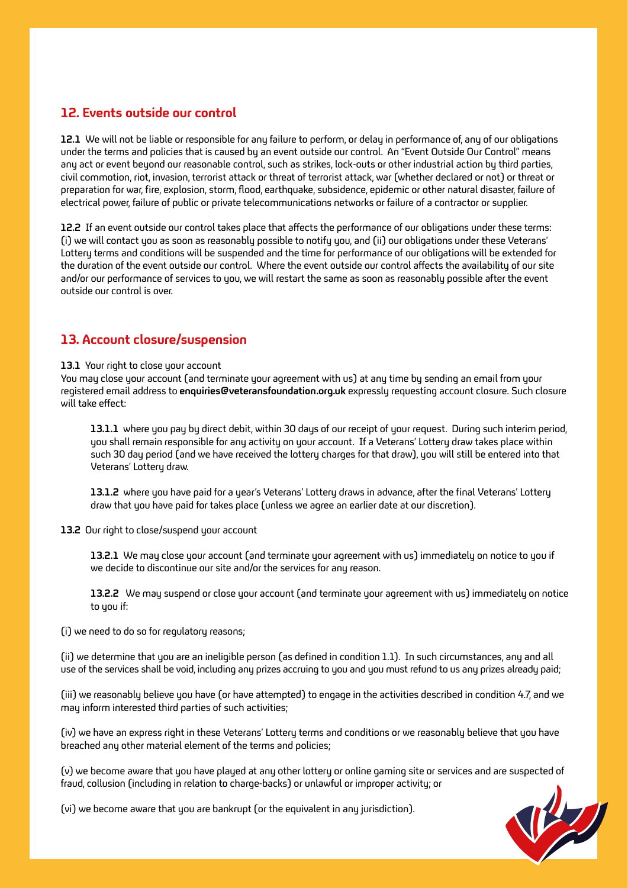## 12. Events outside our control

**12.1** We will not be liable or responsible for any failure to perform, or delay in performance of, any of our obligations under the terms and policies that is caused by an event outside our control. An "Event Outside Our Control" means any act or event beyond our reasonable control, such as strikes, lock-outs or other industrial action by third parties, civil commotion, riot, invasion, terrorist attack or threat of terrorist attack, war (whether declared or not) or threat or preparation for war, fire, explosion, storm, flood, earthquake, subsidence, epidemic or other natural disaster, failure of electrical power, failure of public or private telecommunications networks or failure of a contractor or supplier.

**12.2** If an event outside our control takes place that affects the performance of our obligations under these terms: (i) we will contact you as soon as reasonably possible to notify you, and (ii) our obligations under these Veterans' Lottery terms and conditions will be suspended and the time for performance of our obligations will be extended for the duration of the event outside our control. Where the event outside our control affects the availability of our site and/or our performance of services to you, we will restart the same as soon as reasonably possible after the event outside our control is over.

## 13. Account closure/suspension

**13.1** Your right to close your account

You may close your account (and terminate your agreement with us) at any time by sending an email from your registered email address to **enquiries@veteransfoundation.org.uk** expressly requesting account closure. Such closure will take effect:

**13.1.1** where you pay by direct debit, within 30 days of our receipt of your request. During such interim period, you shall remain responsible for any activity on your account. If a Veterans' Lottery draw takes place within such 30 day period (and we have received the lottery charges for that draw), you will still be entered into that Veterans' Lottery draw.

**13.1.2** where you have paid for a year's Veterans' Lottery draws in advance, after the final Veterans' Lottery draw that you have paid for takes place (unless we agree an earlier date at our discretion).

**13.2** Our right to close/suspend your account

**13.2.1** We may close your account (and terminate your agreement with us) immediately on notice to you if we decide to discontinue our site and/or the services for any reason.

**13.2.2** We may suspend or close your account (and terminate your agreement with us) immediately on notice to you if:

(i) we need to do so for regulatory reasons;

(ii) we determine that you are an ineligible person (as defined in condition 1.1). In such circumstances, any and all use of the services shall be void, including any prizes accruing to you and you must refund to us any prizes already paid;

(iii) we reasonably believe you have (or have attempted) to engage in the activities described in condition 4.7, and we may inform interested third parties of such activities;

(iv) we have an express right in these Veterans' Lottery terms and conditions or we reasonably believe that you have breached any other material element of the terms and policies;

(v) we become aware that you have played at any other lottery or online gaming site or services and are suspected of fraud, collusion (including in relation to charge-backs) or unlawful or improper activity; or

(vi) we become aware that you are bankrupt (or the equivalent in any jurisdiction).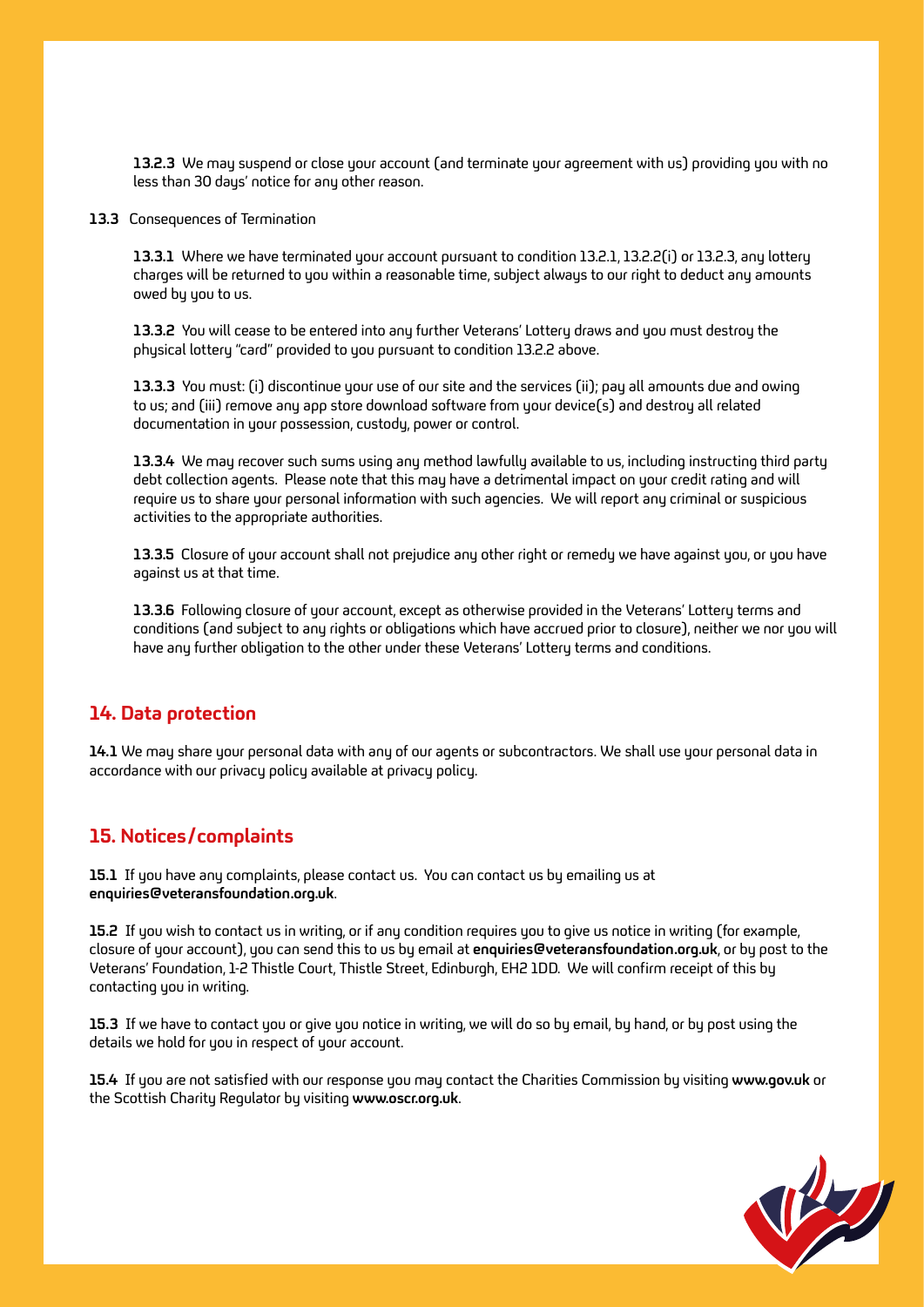**13.2.3** We may suspend or close your account (and terminate your agreement with us) providing you with no less than 30 days' notice for any other reason.

**13.3** Consequences of Termination

**13.3.1** Where we have terminated your account pursuant to condition 13.2.1, 13.2.2(i) or 13.2.3, any lottery charges will be returned to you within a reasonable time, subject always to our right to deduct any amounts owed by you to us.

**13.3.2** You will cease to be entered into any further Veterans' Lottery draws and you must destroy the physical lottery "card" provided to you pursuant to condition 13.2.2 above.

**13.3.3** You must: (i) discontinue your use of our site and the services (ii); pay all amounts due and owing to us; and (iii) remove any app store download software from your device(s) and destroy all related documentation in your possession, custody, power or control.

**13.3.4** We may recover such sums using any method lawfully available to us, including instructing third party debt collection agents. Please note that this may have a detrimental impact on your credit rating and will require us to share your personal information with such agencies. We will report any criminal or suspicious activities to the appropriate authorities.

**13.3.5** Closure of your account shall not prejudice any other right or remedy we have against you, or you have against us at that time.

**13.3.6** Following closure of your account, except as otherwise provided in the Veterans' Lottery terms and conditions (and subject to any rights or obligations which have accrued prior to closure), neither we nor you will have any further obligation to the other under these Veterans' Lottery terms and conditions.

## 14. Data protection

**14.1** We may share your personal data with any of our agents or subcontractors. We shall use your personal data in accordance with our privacy policy available at privacy policy.

## 15. Notices/complaints

**15.1** If you have any complaints, please contact us. You can contact us by emailing us at **enquiries@veteransfoundation.org.uk**.

**15.2** If you wish to contact us in writing, or if any condition requires you to give us notice in writing (for example, closure of your account), you can send this to us by email at **enquiries@veteransfoundation.org.uk**, or by post to the Veterans' Foundation, 1-2 Thistle Court, Thistle Street, Edinburgh, EH2 1DD. We will confirm receipt of this by contacting you in writing.

**15.3** If we have to contact you or give you notice in writing, we will do so by email, by hand, or by post using the details we hold for you in respect of your account.

**15.4** If you are not satisfied with our response you may contact the Charities Commission by visiting **www.gov.uk** or the Scottish Charity Regulator by visiting **www.oscr.org.uk**.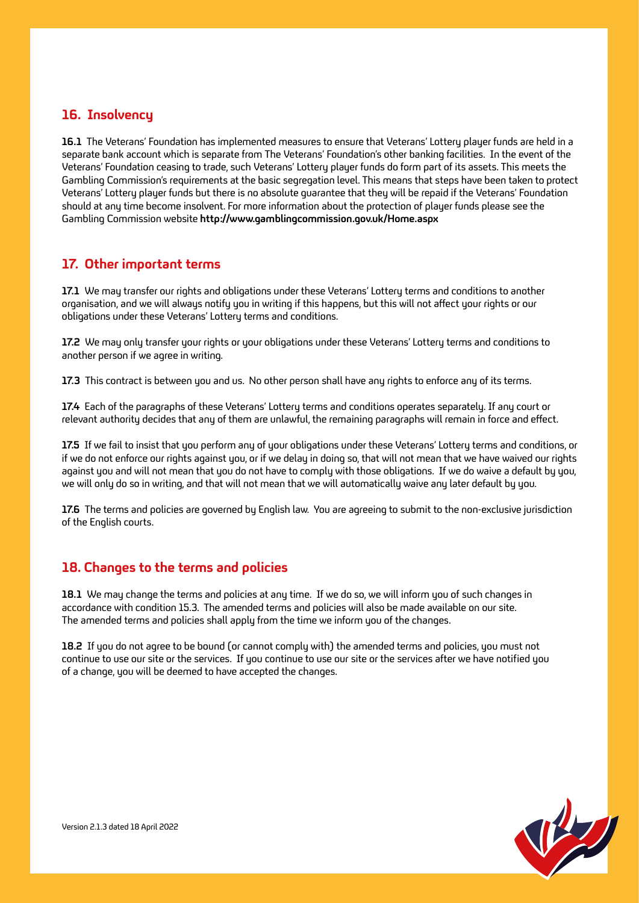## 16. Insolvency

**16.1** The Veterans' Foundation has implemented measures to ensure that Veterans' Lottery player funds are held in a separate bank account which is separate from The Veterans' Foundation's other banking facilities. In the event of the Veterans' Foundation ceasing to trade, such Veterans' Lottery player funds do form part of its assets. This meets the Gambling Commission's requirements at the basic segregation level. This means that steps have been taken to protect Veterans' Lottery player funds but there is no absolute guarantee that they will be repaid if the Veterans' Foundation should at any time become insolvent. For more information about the protection of player funds please see the Gambling Commission website **http://www.gamblingcommission.gov.uk/Home.aspx**

## 17. Other important terms

**17.1** We may transfer our rights and obligations under these Veterans' Lottery terms and conditions to another organisation, and we will always notify you in writing if this happens, but this will not affect your rights or our obligations under these Veterans' Lottery terms and conditions.

**17.2** We may only transfer your rights or your obligations under these Veterans' Lottery terms and conditions to another person if we agree in writing.

**17.3** This contract is between you and us. No other person shall have any rights to enforce any of its terms.

**17.4** Each of the paragraphs of these Veterans' Lottery terms and conditions operates separately. If any court or relevant authority decides that any of them are unlawful, the remaining paragraphs will remain in force and effect.

**17.5** If we fail to insist that you perform any of your obligations under these Veterans' Lottery terms and conditions, or if we do not enforce our rights against you, or if we delay in doing so, that will not mean that we have waived our rights against you and will not mean that you do not have to comply with those obligations. If we do waive a default by you, we will only do so in writing, and that will not mean that we will automatically waive any later default by you.

**17.6** The terms and policies are governed by English law. You are agreeing to submit to the non-exclusive jurisdiction of the English courts.

## 18. Changes to the terms and policies

**18.1** We may change the terms and policies at any time. If we do so, we will inform you of such changes in accordance with condition 15.3. The amended terms and policies will also be made available on our site. The amended terms and policies shall apply from the time we inform you of the changes.

**18.2** If you do not agree to be bound (or cannot comply with) the amended terms and policies, you must not continue to use our site or the services. If you continue to use our site or the services after we have notified you of a change, you will be deemed to have accepted the changes.

Version 2.1.3 dated 18 April 2022